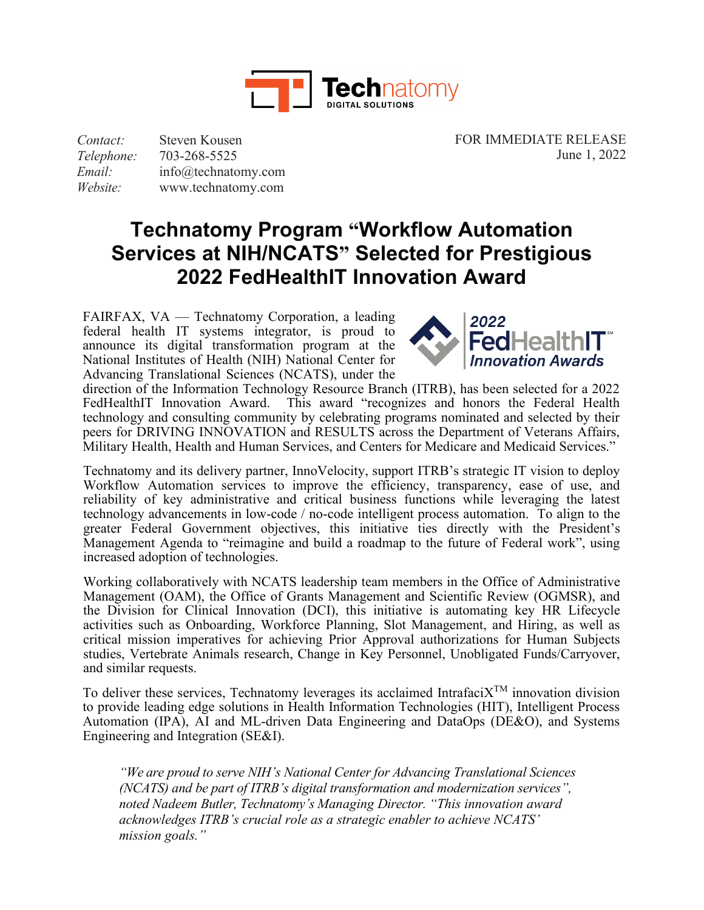Contact: Steven Kousen
Telephone: 703-268-5525
Email: info@technatomy.com
Website: www.technatomy.com

FOR IMMEDIATE RELEASE
June 1, 2022

# Technatomy Program "Workflow Automation Services at NIH/NCATS" Selected for Prestigious 2022 FedHealthIT Innovation Award

FAIRFAX, VA — Technatomy Corporation, a leading federal health IT systems integrator, is proud to announce its digital transformation program at the National Institutes of Health (NIH) National Center for Advancing Translational Sciences (NCATS), under the direction of the Information Technology Resource Branch (ITRB), has been selected for a 2022 FedHealthIT Innovation Award. This award "recognizes and honors the Federal Health technology and consulting community by celebrating programs nominated and selected by their peers for DRIVING INNOVATION and RESULTS across the Department of Veterans Affairs, Military Health, Health and Human Services, and Centers for Medicare and Medicaid Services."

Technatomy and its delivery partner, InnoVelocity, support ITRB's strategic IT vision to deploy Workflow Automation services to improve the efficiency, transparency, ease of use, and reliability of key administrative and critical business functions while leveraging the latest technology advancements in low-code / no-code intelligent process automation. To align to the greater Federal Government objectives, this initiative ties directly with the President's Management Agenda to "reimagine and build a roadmap to the future of Federal work", using increased adoption of technologies.

Working collaboratively with NCATS leadership team members in the Office of Administrative Management (OAM), the Office of Grants Management and Scientific Review (OGMSR), and the Division for Clinical Innovation (DCI), this initiative is automating key HR Lifecycle activities such as Onboarding, Workforce Planning, Slot Management, and Hiring, as well as critical mission imperatives for achieving Prior Approval authorizations for Human Subjects studies, Vertebrate Animals research, Change in Key Personnel, Unobligated Funds/Carryover, and similar requests.

To deliver these services, Technatomy leverages its acclaimed IntrafaciX™ innovation division to provide leading edge solutions in Health Information Technologies (HIT), Intelligent Process Automation (IPA), AI and ML-driven Data Engineering and DataOps (DE&O), and Systems Engineering and Integration (SE&I).

> *"We are proud to serve NIH's National Center for Advancing Translational Sciences (NCATS) and be part of ITRB's digital transformation and modernization services", noted Nadeem Butler, Technatomy's Managing Director. "This innovation award acknowledges ITRB's crucial role as a strategic enabler to achieve NCATS' mission goals."*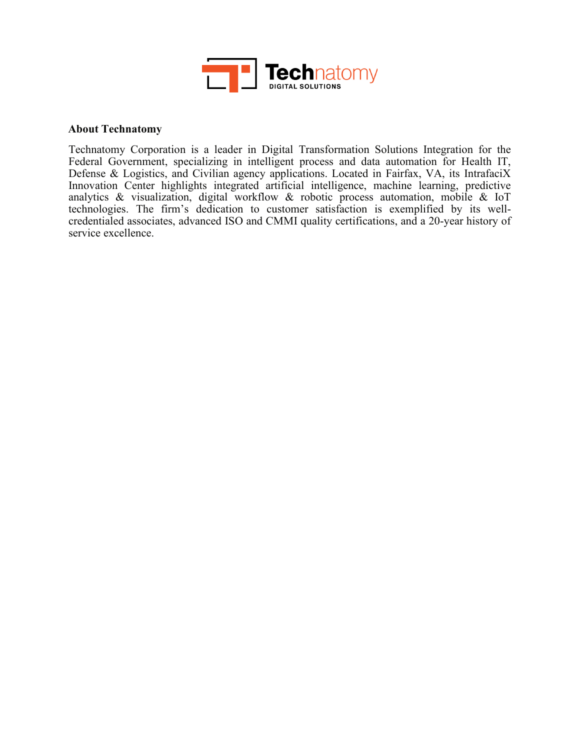**About Technatomy**

Technatomy Corporation is a leader in Digital Transformation Solutions Integration for the Federal Government, specializing in intelligent process and data automation for Health IT, Defense & Logistics, and Civilian agency applications. Located in Fairfax, VA, its IntrafaciX Innovation Center highlights integrated artificial intelligence, machine learning, predictive analytics & visualization, digital workflow & robotic process automation, mobile & IoT technologies. The firm's dedication to customer satisfaction is exemplified by its well-credentialed associates, advanced ISO and CMMI quality certifications, and a 20-year history of service excellence.